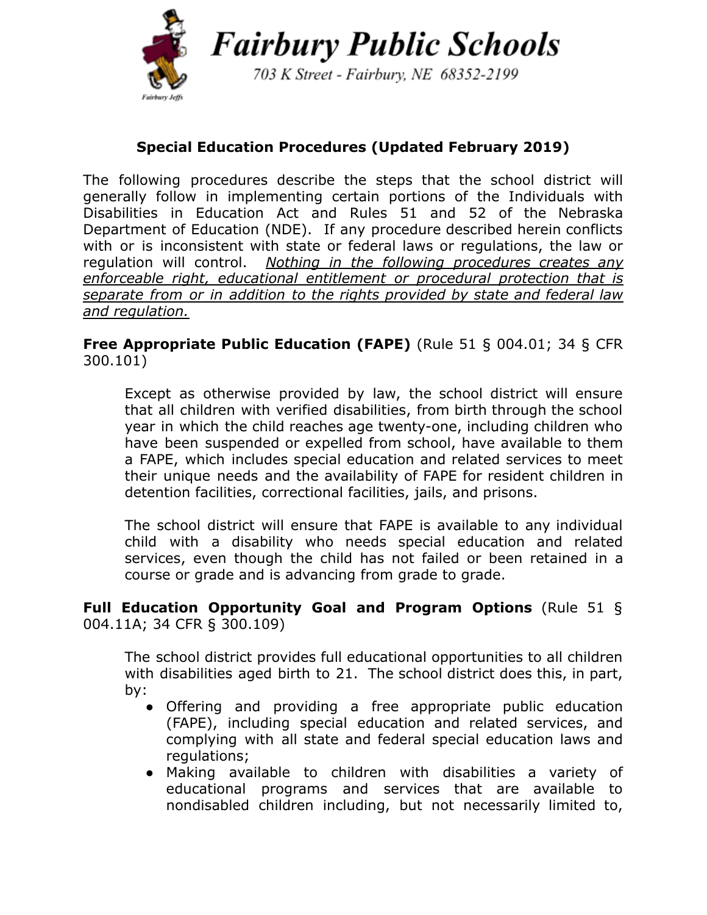# Fairbury Public Schools

703 K Street - Fairbury, NE 68352-2199

## Special Education Procedures (Updated February 2019)

The following procedures describe the steps that the school district will generally follow in implementing certain portions of the Individuals with Disabilities in Education Act and Rules 51 and 52 of the Nebraska Department of Education (NDE). If any procedure described herein conflicts with or is inconsistent with state or federal laws or regulations, the law or regulation will control. *Nothing in the following procedures creates any enforceable right, educational entitlement or procedural protection that is separate from or in addition to the rights provided by state and federal law and regulation.*

**Free Appropriate Public Education (FAPE)** (Rule 51 § 004.01; 34 § CFR 300.101)

Except as otherwise provided by law, the school district will ensure that all children with verified disabilities, from birth through the school year in which the child reaches age twenty-one, including children who have been suspended or expelled from school, have available to them a FAPE, which includes special education and related services to meet their unique needs and the availability of FAPE for resident children in detention facilities, correctional facilities, jails, and prisons.

The school district will ensure that FAPE is available to any individual child with a disability who needs special education and related services, even though the child has not failed or been retained in a course or grade and is advancing from grade to grade.

**Full Education Opportunity Goal and Program Options** (Rule 51 § 004.11A; 34 CFR § 300.109)

The school district provides full educational opportunities to all children with disabilities aged birth to 21. The school district does this, in part, by:

- Offering and providing a free appropriate public education (FAPE), including special education and related services, and complying with all state and federal special education laws and regulations;
- Making available to children with disabilities a variety of educational programs and services that are available to nondisabled children including, but not necessarily limited to,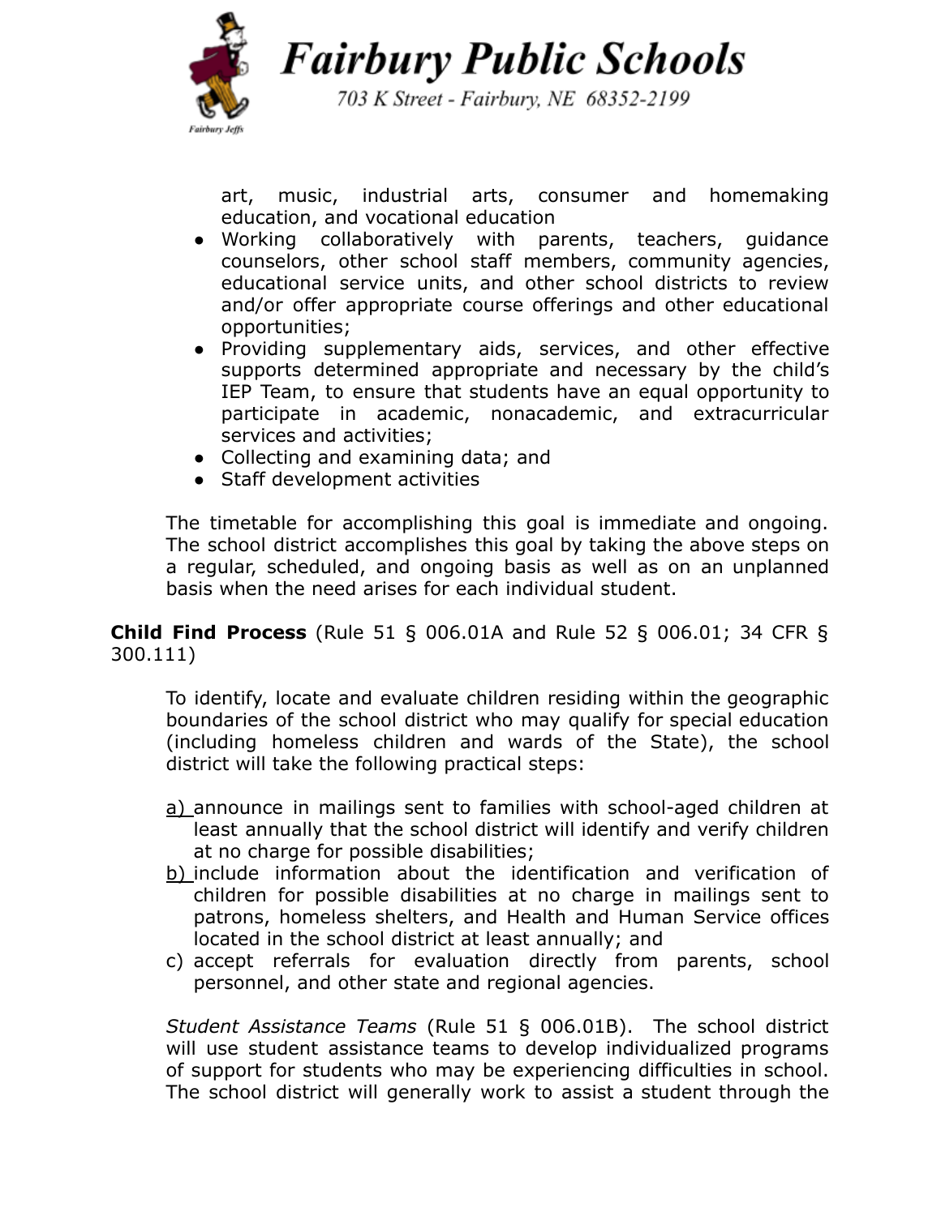art, music, industrial arts, consumer and homemaking education, and vocational education

- Working collaboratively with parents, teachers, guidance counselors, other school staff members, community agencies, educational service units, and other school districts to review and/or offer appropriate course offerings and other educational opportunities;
- Providing supplementary aids, services, and other effective supports determined appropriate and necessary by the child's IEP Team, to ensure that students have an equal opportunity to participate in academic, nonacademic, and extracurricular services and activities;
- Collecting and examining data; and
- Staff development activities

The timetable for accomplishing this goal is immediate and ongoing. The school district accomplishes this goal by taking the above steps on a regular, scheduled, and ongoing basis as well as on an unplanned basis when the need arises for each individual student.

**Child Find Process** (Rule 51 § 006.01A and Rule 52 § 006.01; 34 CFR § 300.111)

To identify, locate and evaluate children residing within the geographic boundaries of the school district who may qualify for special education (including homeless children and wards of the State), the school district will take the following practical steps:

a) announce in mailings sent to families with school-aged children at least annually that the school district will identify and verify children at no charge for possible disabilities;
b) include information about the identification and verification of children for possible disabilities at no charge in mailings sent to patrons, homeless shelters, and Health and Human Service offices located in the school district at least annually; and
c) accept referrals for evaluation directly from parents, school personnel, and other state and regional agencies.

*Student Assistance Teams* (Rule 51 § 006.01B). The school district will use student assistance teams to develop individualized programs of support for students who may be experiencing difficulties in school. The school district will generally work to assist a student through the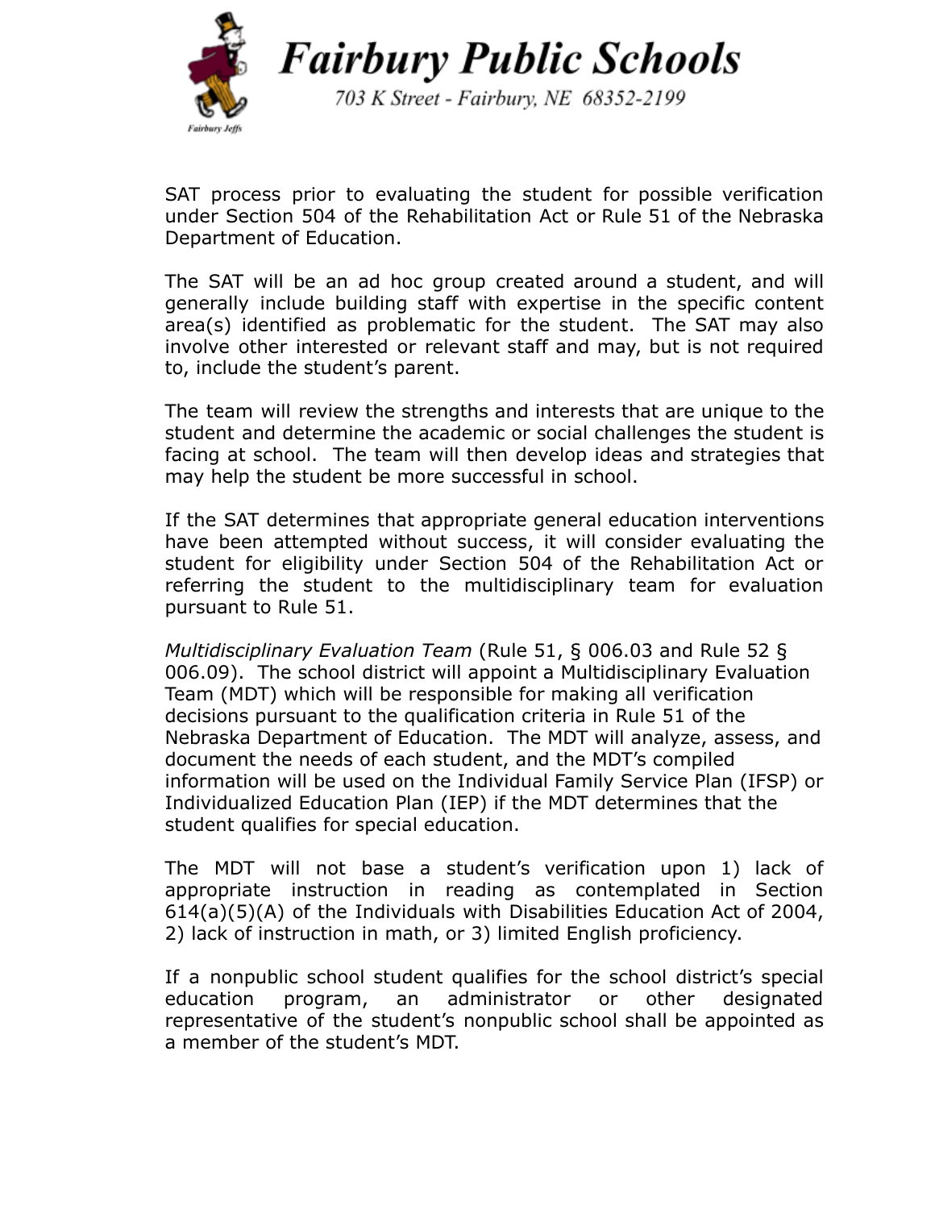SAT process prior to evaluating the student for possible verification under Section 504 of the Rehabilitation Act or Rule 51 of the Nebraska Department of Education.

The SAT will be an ad hoc group created around a student, and will generally include building staff with expertise in the specific content area(s) identified as problematic for the student. The SAT may also involve other interested or relevant staff and may, but is not required to, include the student's parent.

The team will review the strengths and interests that are unique to the student and determine the academic or social challenges the student is facing at school. The team will then develop ideas and strategies that may help the student be more successful in school.

If the SAT determines that appropriate general education interventions have been attempted without success, it will consider evaluating the student for eligibility under Section 504 of the Rehabilitation Act or referring the student to the multidisciplinary team for evaluation pursuant to Rule 51.

*Multidisciplinary Evaluation Team* (Rule 51, § 006.03 and Rule 52 § 006.09). The school district will appoint a Multidisciplinary Evaluation Team (MDT) which will be responsible for making all verification decisions pursuant to the qualification criteria in Rule 51 of the Nebraska Department of Education. The MDT will analyze, assess, and document the needs of each student, and the MDT's compiled information will be used on the Individual Family Service Plan (IFSP) or Individualized Education Plan (IEP) if the MDT determines that the student qualifies for special education.

The MDT will not base a student's verification upon 1) lack of appropriate instruction in reading as contemplated in Section 614(a)(5)(A) of the Individuals with Disabilities Education Act of 2004, 2) lack of instruction in math, or 3) limited English proficiency.

If a nonpublic school student qualifies for the school district's special education program, an administrator or other designated representative of the student's nonpublic school shall be appointed as a member of the student's MDT.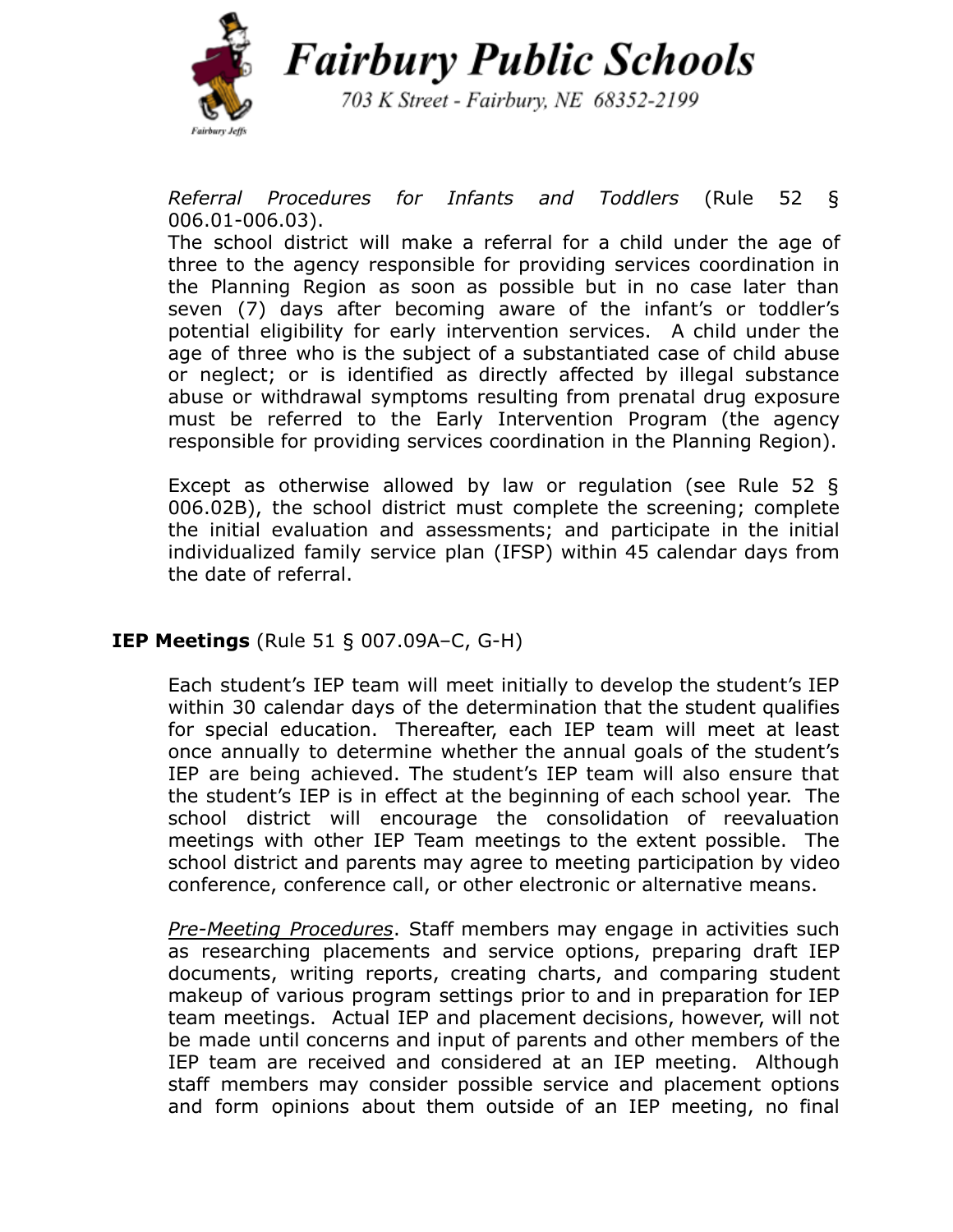*Referral Procedures for Infants and Toddlers* (Rule 52 § 006.01-006.03).

The school district will make a referral for a child under the age of three to the agency responsible for providing services coordination in the Planning Region as soon as possible but in no case later than seven (7) days after becoming aware of the infant's or toddler's potential eligibility for early intervention services. A child under the age of three who is the subject of a substantiated case of child abuse or neglect; or is identified as directly affected by illegal substance abuse or withdrawal symptoms resulting from prenatal drug exposure must be referred to the Early Intervention Program (the agency responsible for providing services coordination in the Planning Region).

Except as otherwise allowed by law or regulation (see Rule 52 § 006.02B), the school district must complete the screening; complete the initial evaluation and assessments; and participate in the initial individualized family service plan (IFSP) within 45 calendar days from the date of referral.

**IEP Meetings** (Rule 51 § 007.09A–C, G-H)

Each student's IEP team will meet initially to develop the student's IEP within 30 calendar days of the determination that the student qualifies for special education. Thereafter, each IEP team will meet at least once annually to determine whether the annual goals of the student's IEP are being achieved. The student's IEP team will also ensure that the student's IEP is in effect at the beginning of each school year. The school district will encourage the consolidation of reevaluation meetings with other IEP Team meetings to the extent possible. The school district and parents may agree to meeting participation by video conference, conference call, or other electronic or alternative means.

*Pre-Meeting Procedures*. Staff members may engage in activities such as researching placements and service options, preparing draft IEP documents, writing reports, creating charts, and comparing student makeup of various program settings prior to and in preparation for IEP team meetings. Actual IEP and placement decisions, however, will not be made until concerns and input of parents and other members of the IEP team are received and considered at an IEP meeting. Although staff members may consider possible service and placement options and form opinions about them outside of an IEP meeting, no final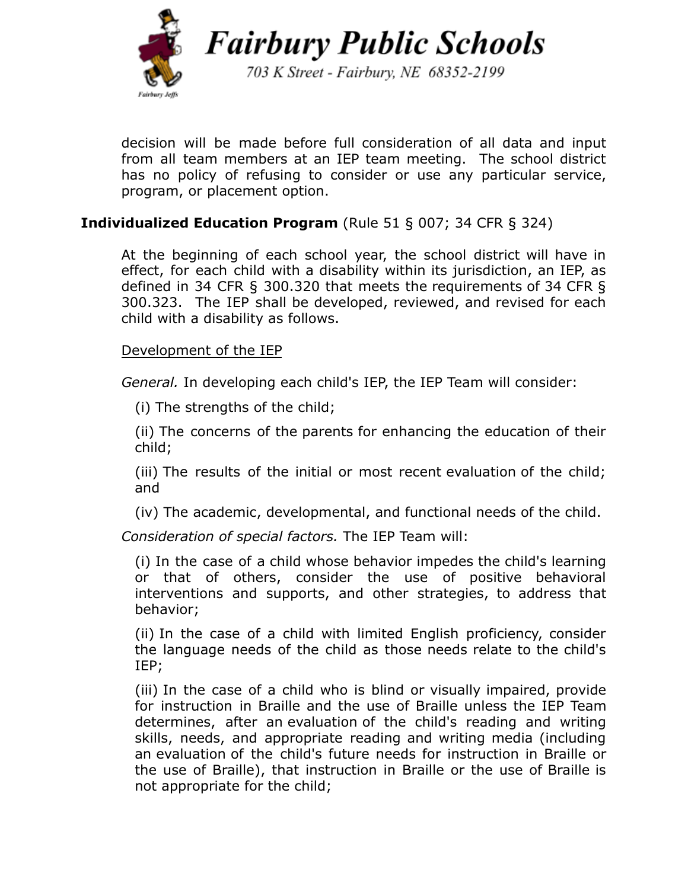decision will be made before full consideration of all data and input from all team members at an IEP team meeting. The school district has no policy of refusing to consider or use any particular service, program, or placement option.

**Individualized Education Program** (Rule 51 § 007; 34 CFR § 324)

At the beginning of each school year, the school district will have in effect, for each child with a disability within its jurisdiction, an IEP, as defined in 34 CFR § 300.320 that meets the requirements of 34 CFR § 300.323. The IEP shall be developed, reviewed, and revised for each child with a disability as follows.

Development of the IEP

*General.* In developing each child's IEP, the IEP Team will consider:

(i) The strengths of the child;

(ii) The concerns of the parents for enhancing the education of their child;

(iii) The results of the initial or most recent evaluation of the child; and

(iv) The academic, developmental, and functional needs of the child.

*Consideration of special factors.* The IEP Team will:

(i) In the case of a child whose behavior impedes the child's learning or that of others, consider the use of positive behavioral interventions and supports, and other strategies, to address that behavior;

(ii) In the case of a child with limited English proficiency, consider the language needs of the child as those needs relate to the child's IEP;

(iii) In the case of a child who is blind or visually impaired, provide for instruction in Braille and the use of Braille unless the IEP Team determines, after an evaluation of the child's reading and writing skills, needs, and appropriate reading and writing media (including an evaluation of the child's future needs for instruction in Braille or the use of Braille), that instruction in Braille or the use of Braille is not appropriate for the child;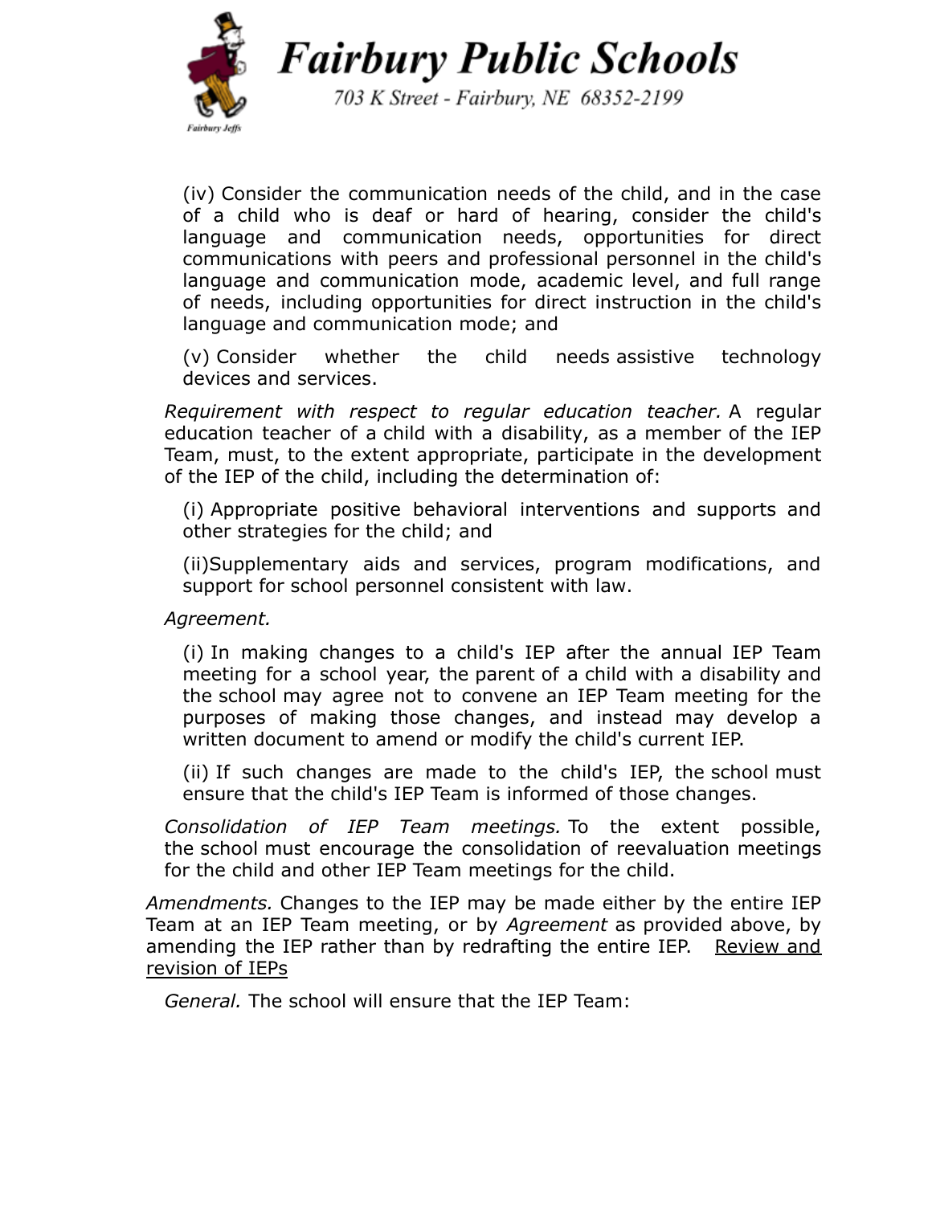(iv) Consider the communication needs of the child, and in the case of a child who is deaf or hard of hearing, consider the child's language and communication needs, opportunities for direct communications with peers and professional personnel in the child's language and communication mode, academic level, and full range of needs, including opportunities for direct instruction in the child's language and communication mode; and

(v) Consider whether the child needs assistive technology devices and services.

*Requirement with respect to regular education teacher.* A regular education teacher of a child with a disability, as a member of the IEP Team, must, to the extent appropriate, participate in the development of the IEP of the child, including the determination of:

(i) Appropriate positive behavioral interventions and supports and other strategies for the child; and

(ii)Supplementary aids and services, program modifications, and support for school personnel consistent with law.

*Agreement.*

(i) In making changes to a child's IEP after the annual IEP Team meeting for a school year, the parent of a child with a disability and the school may agree not to convene an IEP Team meeting for the purposes of making those changes, and instead may develop a written document to amend or modify the child's current IEP.

(ii) If such changes are made to the child's IEP, the school must ensure that the child's IEP Team is informed of those changes.

*Consolidation of IEP Team meetings.* To the extent possible, the school must encourage the consolidation of reevaluation meetings for the child and other IEP Team meetings for the child.

*Amendments.* Changes to the IEP may be made either by the entire IEP Team at an IEP Team meeting, or by *Agreement* as provided above, by amending the IEP rather than by redrafting the entire IEP. <u>Review and revision of IEPs</u>

*General.* The school will ensure that the IEP Team: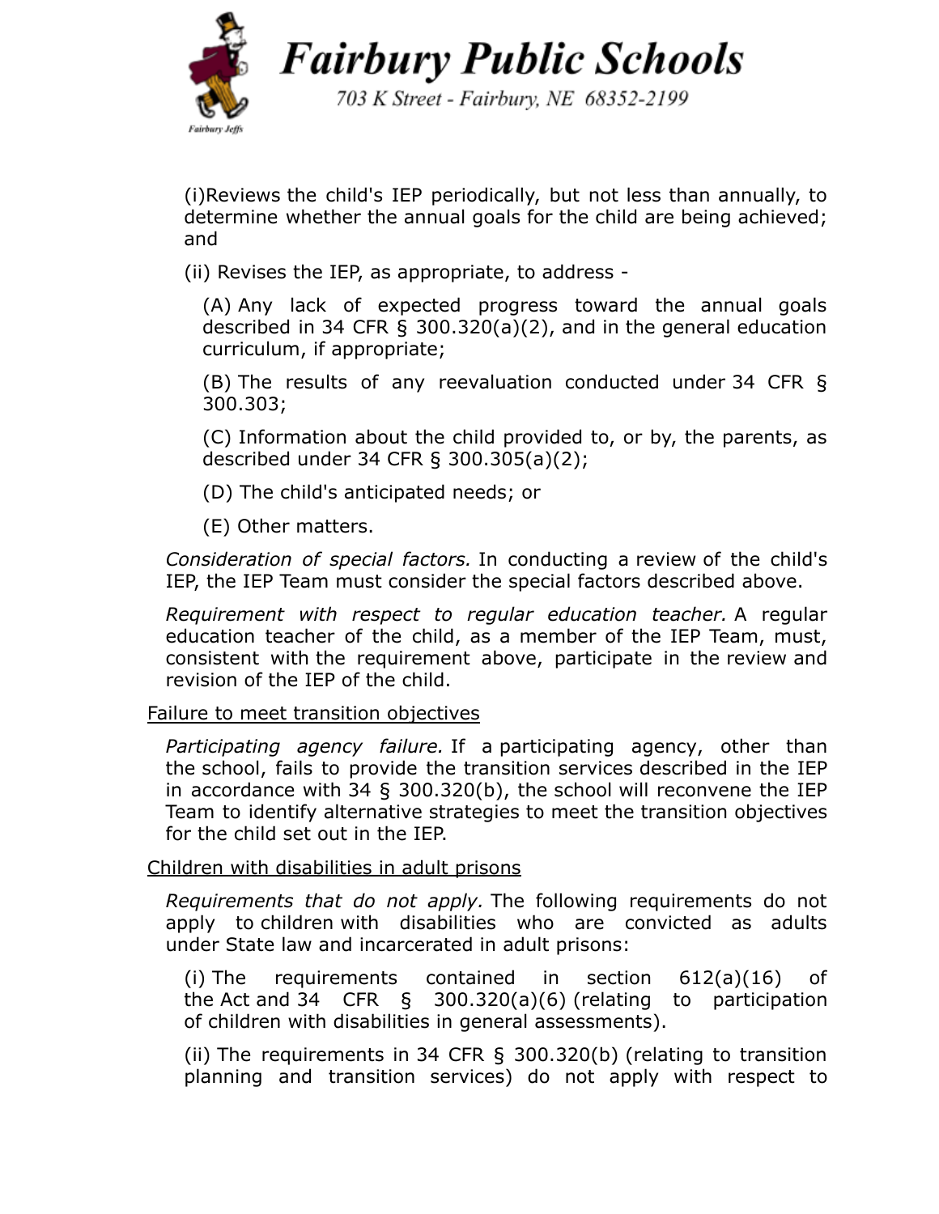(i) Reviews the child's IEP periodically, but not less than annually, to determine whether the annual goals for the child are being achieved; and

(ii) Revises the IEP, as appropriate, to address -

(A) Any lack of expected progress toward the annual goals described in 34 CFR § 300.320(a)(2), and in the general education curriculum, if appropriate;

(B) The results of any reevaluation conducted under 34 CFR § 300.303;

(C) Information about the child provided to, or by, the parents, as described under 34 CFR § 300.305(a)(2);

(D) The child's anticipated needs; or

(E) Other matters.

*Consideration of special factors.* In conducting a review of the child's IEP, the IEP Team must consider the special factors described above.

*Requirement with respect to regular education teacher.* A regular education teacher of the child, as a member of the IEP Team, must, consistent with the requirement above, participate in the review and revision of the IEP of the child.

<u>Failure to meet transition objectives</u>

*Participating agency failure.* If a participating agency, other than the school, fails to provide the transition services described in the IEP in accordance with 34 § 300.320(b), the school will reconvene the IEP Team to identify alternative strategies to meet the transition objectives for the child set out in the IEP.

<u>Children with disabilities in adult prisons</u>

*Requirements that do not apply.* The following requirements do not apply to children with disabilities who are convicted as adults under State law and incarcerated in adult prisons:

(i) The requirements contained in section 612(a)(16) of the Act and 34 CFR § 300.320(a)(6) (relating to participation of children with disabilities in general assessments).

(ii) The requirements in 34 CFR § 300.320(b) (relating to transition planning and transition services) do not apply with respect to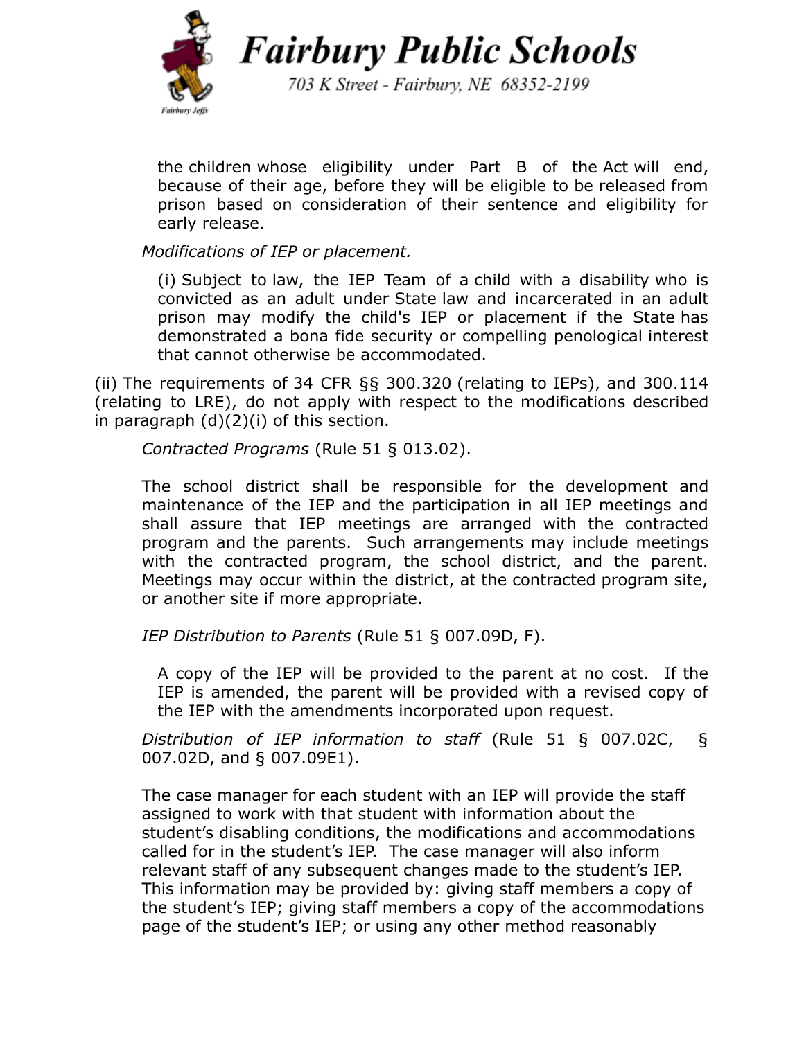the children whose eligibility under Part B of the Act will end, because of their age, before they will be eligible to be released from prison based on consideration of their sentence and eligibility for early release.

*Modifications of IEP or placement.*

(i) Subject to law, the IEP Team of a child with a disability who is convicted as an adult under State law and incarcerated in an adult prison may modify the child's IEP or placement if the State has demonstrated a bona fide security or compelling penological interest that cannot otherwise be accommodated.

(ii) The requirements of 34 CFR §§ 300.320 (relating to IEPs), and 300.114 (relating to LRE), do not apply with respect to the modifications described in paragraph (d)(2)(i) of this section.

*Contracted Programs* (Rule 51 § 013.02).

The school district shall be responsible for the development and maintenance of the IEP and the participation in all IEP meetings and shall assure that IEP meetings are arranged with the contracted program and the parents. Such arrangements may include meetings with the contracted program, the school district, and the parent. Meetings may occur within the district, at the contracted program site, or another site if more appropriate.

*IEP Distribution to Parents* (Rule 51 § 007.09D, F).

A copy of the IEP will be provided to the parent at no cost. If the IEP is amended, the parent will be provided with a revised copy of the IEP with the amendments incorporated upon request.

*Distribution of IEP information to staff* (Rule 51 § 007.02C, § 007.02D, and § 007.09E1).

The case manager for each student with an IEP will provide the staff assigned to work with that student with information about the student's disabling conditions, the modifications and accommodations called for in the student's IEP. The case manager will also inform relevant staff of any subsequent changes made to the student's IEP. This information may be provided by: giving staff members a copy of the student's IEP; giving staff members a copy of the accommodations page of the student's IEP; or using any other method reasonably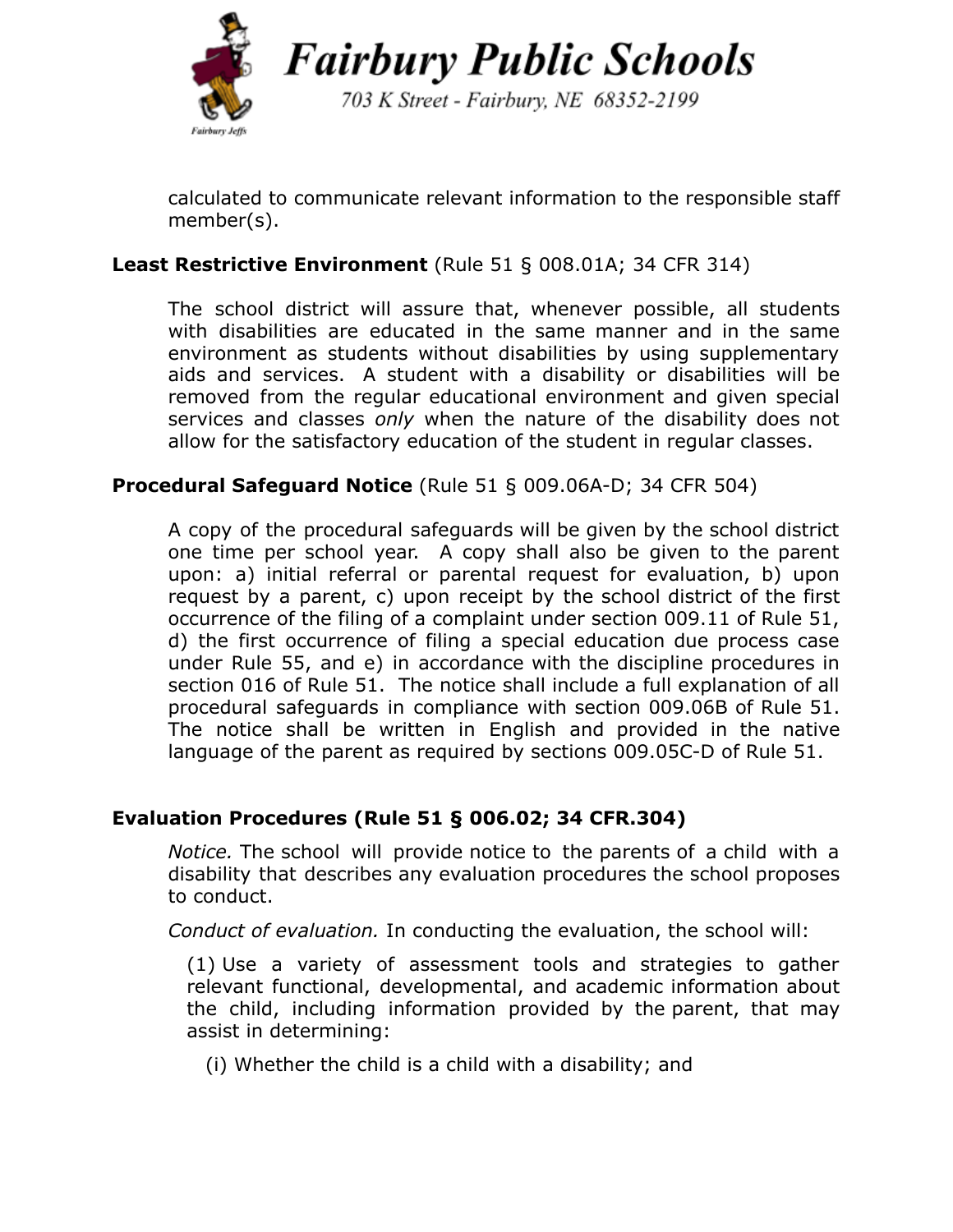calculated to communicate relevant information to the responsible staff member(s).

**Least Restrictive Environment** (Rule 51 § 008.01A; 34 CFR 314)

The school district will assure that, whenever possible, all students with disabilities are educated in the same manner and in the same environment as students without disabilities by using supplementary aids and services. A student with a disability or disabilities will be removed from the regular educational environment and given special services and classes *only* when the nature of the disability does not allow for the satisfactory education of the student in regular classes.

**Procedural Safeguard Notice** (Rule 51 § 009.06A-D; 34 CFR 504)

A copy of the procedural safeguards will be given by the school district one time per school year. A copy shall also be given to the parent upon: a) initial referral or parental request for evaluation, b) upon request by a parent, c) upon receipt by the school district of the first occurrence of the filing of a complaint under section 009.11 of Rule 51, d) the first occurrence of filing a special education due process case under Rule 55, and e) in accordance with the discipline procedures in section 016 of Rule 51. The notice shall include a full explanation of all procedural safeguards in compliance with section 009.06B of Rule 51. The notice shall be written in English and provided in the native language of the parent as required by sections 009.05C-D of Rule 51.

**Evaluation Procedures (Rule 51 § 006.02; 34 CFR.304)**

*Notice.* The school will provide notice to the parents of a child with a disability that describes any evaluation procedures the school proposes to conduct.

*Conduct of evaluation.* In conducting the evaluation, the school will:

(1) Use a variety of assessment tools and strategies to gather relevant functional, developmental, and academic information about the child, including information provided by the parent, that may assist in determining:

(i) Whether the child is a child with a disability; and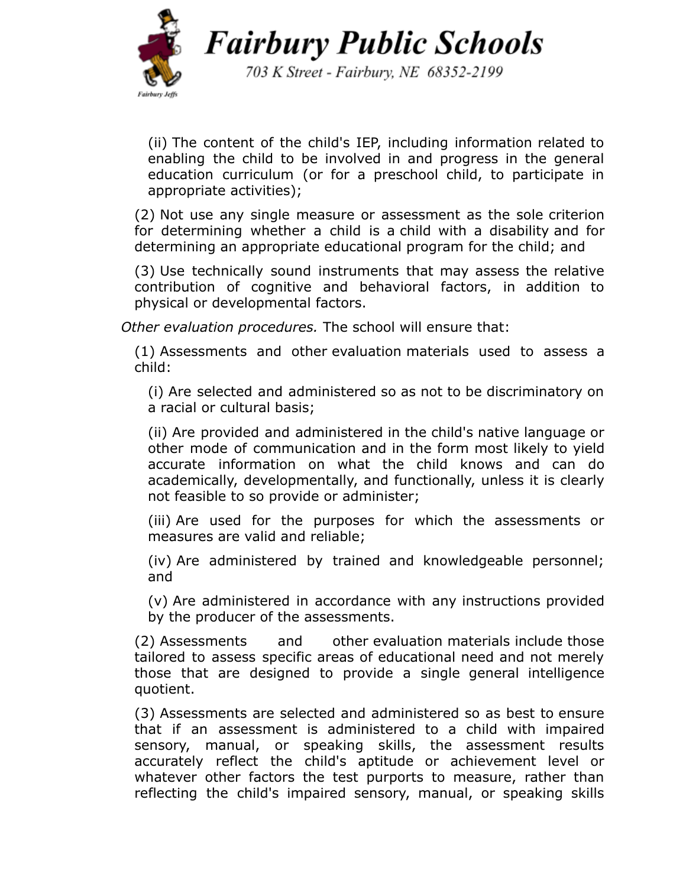(ii) The content of the child's IEP, including information related to enabling the child to be involved in and progress in the general education curriculum (or for a preschool child, to participate in appropriate activities);

(2) Not use any single measure or assessment as the sole criterion for determining whether a child is a child with a disability and for determining an appropriate educational program for the child; and

(3) Use technically sound instruments that may assess the relative contribution of cognitive and behavioral factors, in addition to physical or developmental factors.

*Other evaluation procedures.* The school will ensure that:

(1) Assessments and other evaluation materials used to assess a child:

(i) Are selected and administered so as not to be discriminatory on a racial or cultural basis;

(ii) Are provided and administered in the child's native language or other mode of communication and in the form most likely to yield accurate information on what the child knows and can do academically, developmentally, and functionally, unless it is clearly not feasible to so provide or administer;

(iii) Are used for the purposes for which the assessments or measures are valid and reliable;

(iv) Are administered by trained and knowledgeable personnel; and

(v) Are administered in accordance with any instructions provided by the producer of the assessments.

(2) Assessments and other evaluation materials include those tailored to assess specific areas of educational need and not merely those that are designed to provide a single general intelligence quotient.

(3) Assessments are selected and administered so as best to ensure that if an assessment is administered to a child with impaired sensory, manual, or speaking skills, the assessment results accurately reflect the child's aptitude or achievement level or whatever other factors the test purports to measure, rather than reflecting the child's impaired sensory, manual, or speaking skills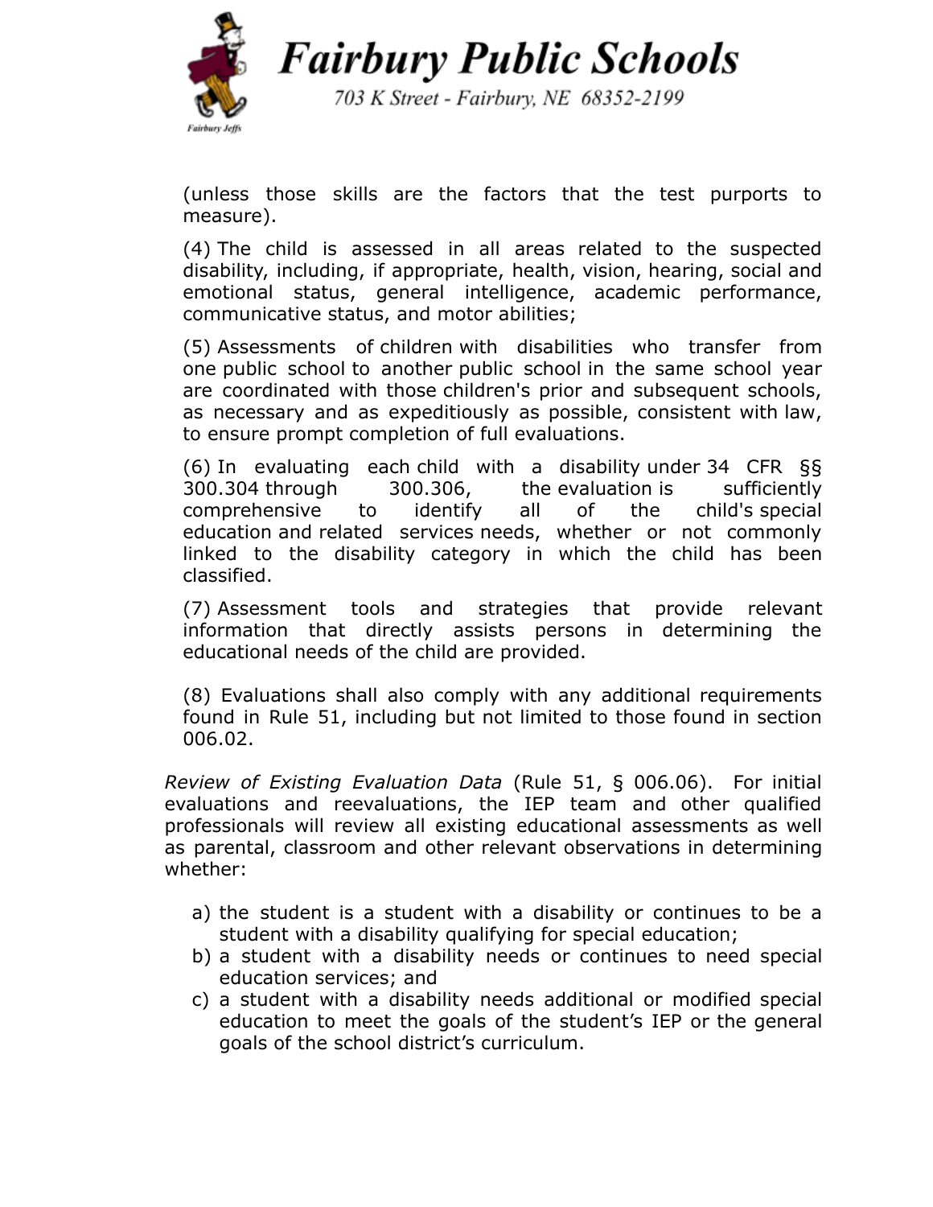(unless those skills are the factors that the test purports to measure).

(4) The child is assessed in all areas related to the suspected disability, including, if appropriate, health, vision, hearing, social and emotional status, general intelligence, academic performance, communicative status, and motor abilities;

(5) Assessments of children with disabilities who transfer from one public school to another public school in the same school year are coordinated with those children's prior and subsequent schools, as necessary and as expeditiously as possible, consistent with law, to ensure prompt completion of full evaluations.

(6) In evaluating each child with a disability under 34 CFR §§ 300.304 through 300.306, the evaluation is sufficiently comprehensive to identify all of the child's special education and related services needs, whether or not commonly linked to the disability category in which the child has been classified.

(7) Assessment tools and strategies that provide relevant information that directly assists persons in determining the educational needs of the child are provided.

(8) Evaluations shall also comply with any additional requirements found in Rule 51, including but not limited to those found in section 006.02.

*Review of Existing Evaluation Data* (Rule 51, § 006.06). For initial evaluations and reevaluations, the IEP team and other qualified professionals will review all existing educational assessments as well as parental, classroom and other relevant observations in determining whether:

a) the student is a student with a disability or continues to be a student with a disability qualifying for special education;
b) a student with a disability needs or continues to need special education services; and
c) a student with a disability needs additional or modified special education to meet the goals of the student's IEP or the general goals of the school district's curriculum.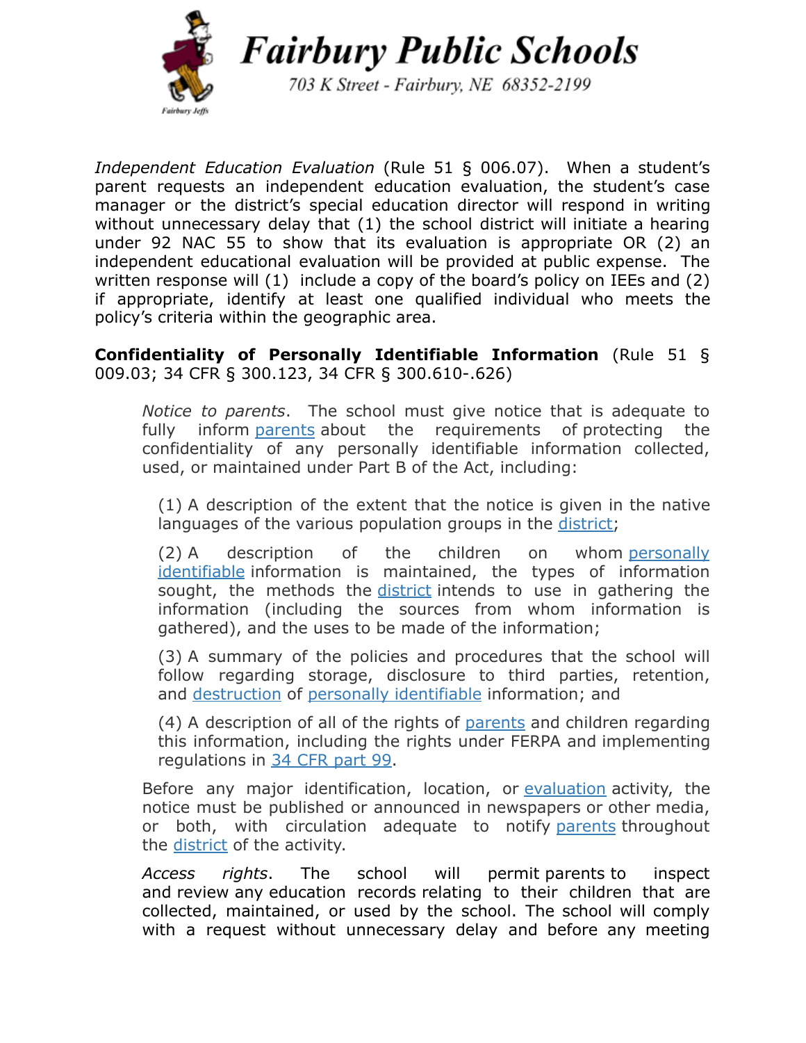*Independent Education Evaluation* (Rule 51 § 006.07). When a student's parent requests an independent education evaluation, the student's case manager or the district's special education director will respond in writing without unnecessary delay that (1) the school district will initiate a hearing under 92 NAC 55 to show that its evaluation is appropriate OR (2) an independent educational evaluation will be provided at public expense. The written response will (1) include a copy of the board's policy on IEEs and (2) if appropriate, identify at least one qualified individual who meets the policy's criteria within the geographic area.

**Confidentiality of Personally Identifiable Information** (Rule 51 § 009.03; 34 CFR § 300.123, 34 CFR § 300.610-.626)

*Notice to parents*. The school must give notice that is adequate to fully inform parents about the requirements of protecting the confidentiality of any personally identifiable information collected, used, or maintained under Part B of the Act, including:

(1) A description of the extent that the notice is given in the native languages of the various population groups in the district;

(2) A description of the children on whom personally identifiable information is maintained, the types of information sought, the methods the district intends to use in gathering the information (including the sources from whom information is gathered), and the uses to be made of the information;

(3) A summary of the policies and procedures that the school will follow regarding storage, disclosure to third parties, retention, and destruction of personally identifiable information; and

(4) A description of all of the rights of parents and children regarding this information, including the rights under FERPA and implementing regulations in 34 CFR part 99.

Before any major identification, location, or evaluation activity, the notice must be published or announced in newspapers or other media, or both, with circulation adequate to notify parents throughout the district of the activity.

*Access rights*. The school will permit parents to inspect and review any education records relating to their children that are collected, maintained, or used by the school. The school will comply with a request without unnecessary delay and before any meeting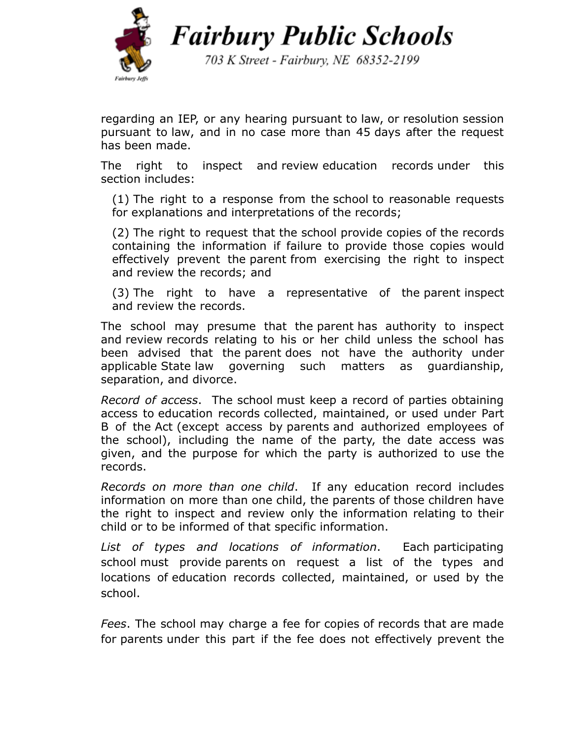regarding an IEP, or any hearing pursuant to law, or resolution session pursuant to law, and in no case more than 45 days after the request has been made.

The right to inspect and review education records under this section includes:

(1) The right to a response from the school to reasonable requests for explanations and interpretations of the records;

(2) The right to request that the school provide copies of the records containing the information if failure to provide those copies would effectively prevent the parent from exercising the right to inspect and review the records; and

(3) The right to have a representative of the parent inspect and review the records.

The school may presume that the parent has authority to inspect and review records relating to his or her child unless the school has been advised that the parent does not have the authority under applicable State law governing such matters as guardianship, separation, and divorce.

*Record of access*. The school must keep a record of parties obtaining access to education records collected, maintained, or used under Part B of the Act (except access by parents and authorized employees of the school), including the name of the party, the date access was given, and the purpose for which the party is authorized to use the records.

*Records on more than one child*. If any education record includes information on more than one child, the parents of those children have the right to inspect and review only the information relating to their child or to be informed of that specific information.

*List of types and locations of information*. Each participating school must provide parents on request a list of the types and locations of education records collected, maintained, or used by the school.

*Fees*. The school may charge a fee for copies of records that are made for parents under this part if the fee does not effectively prevent the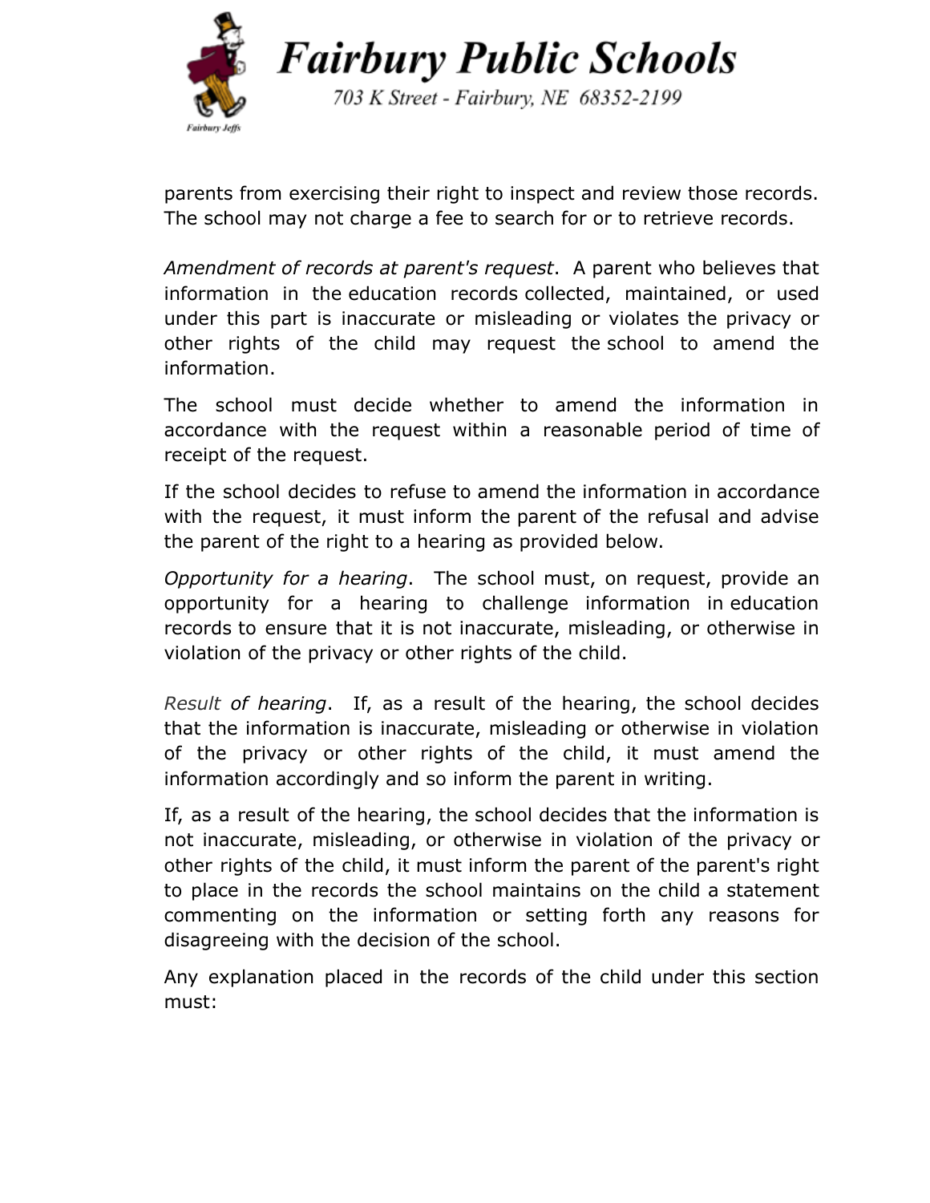parents from exercising their right to inspect and review those records. The school may not charge a fee to search for or to retrieve records.

*Amendment of records at parent's request*. A parent who believes that information in the education records collected, maintained, or used under this part is inaccurate or misleading or violates the privacy or other rights of the child may request the school to amend the information.

The school must decide whether to amend the information in accordance with the request within a reasonable period of time of receipt of the request.

If the school decides to refuse to amend the information in accordance with the request, it must inform the parent of the refusal and advise the parent of the right to a hearing as provided below.

*Opportunity for a hearing*. The school must, on request, provide an opportunity for a hearing to challenge information in education records to ensure that it is not inaccurate, misleading, or otherwise in violation of the privacy or other rights of the child.

*Result of hearing*. If, as a result of the hearing, the school decides that the information is inaccurate, misleading or otherwise in violation of the privacy or other rights of the child, it must amend the information accordingly and so inform the parent in writing.

If, as a result of the hearing, the school decides that the information is not inaccurate, misleading, or otherwise in violation of the privacy or other rights of the child, it must inform the parent of the parent's right to place in the records the school maintains on the child a statement commenting on the information or setting forth any reasons for disagreeing with the decision of the school.

Any explanation placed in the records of the child under this section must: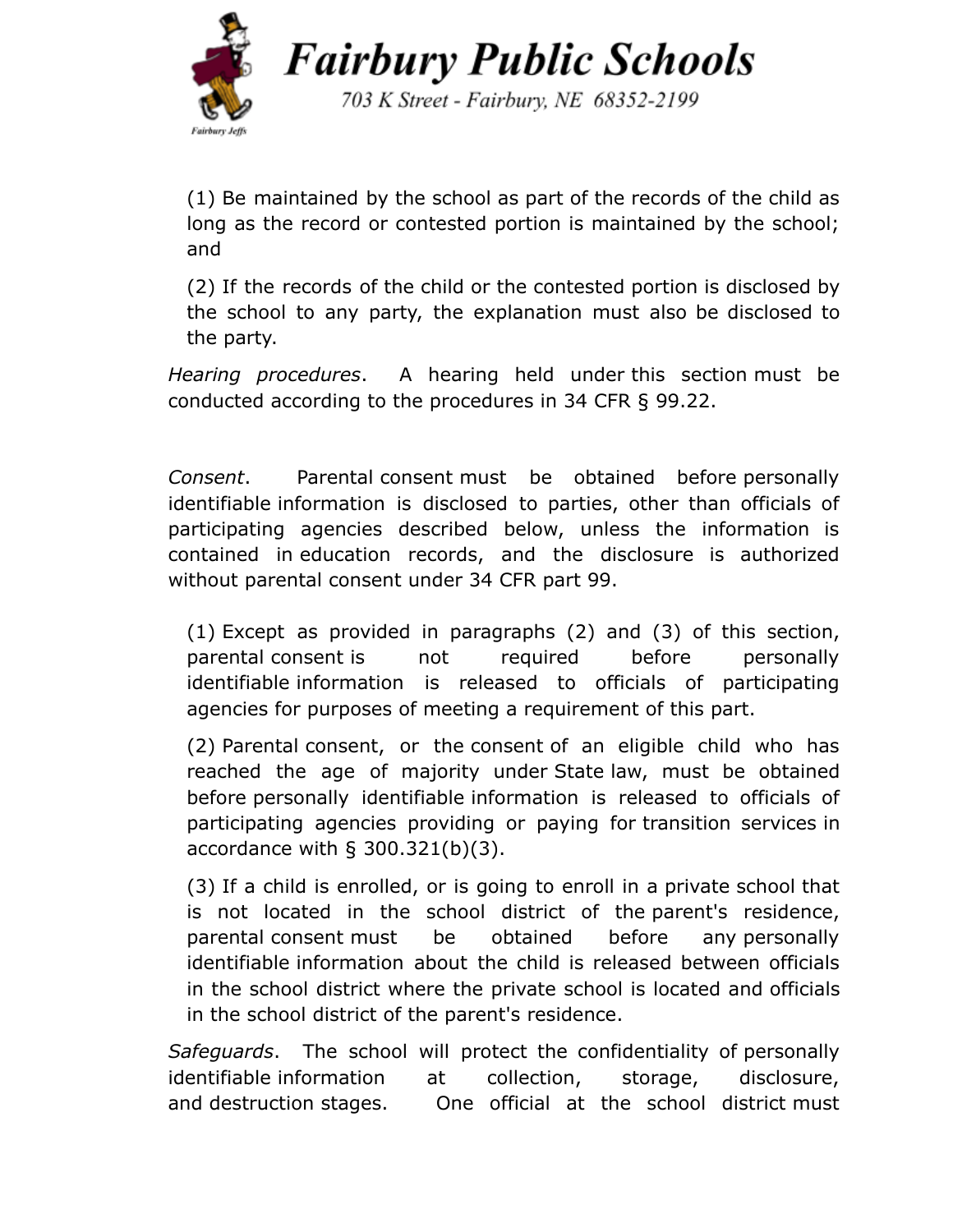(1) Be maintained by the school as part of the records of the child as long as the record or contested portion is maintained by the school; and

(2) If the records of the child or the contested portion is disclosed by the school to any party, the explanation must also be disclosed to the party.

*Hearing procedures*. A hearing held under this section must be conducted according to the procedures in 34 CFR § 99.22.

*Consent*. Parental consent must be obtained before personally identifiable information is disclosed to parties, other than officials of participating agencies described below, unless the information is contained in education records, and the disclosure is authorized without parental consent under 34 CFR part 99.

(1) Except as provided in paragraphs (2) and (3) of this section, parental consent is not required before personally identifiable information is released to officials of participating agencies for purposes of meeting a requirement of this part.

(2) Parental consent, or the consent of an eligible child who has reached the age of majority under State law, must be obtained before personally identifiable information is released to officials of participating agencies providing or paying for transition services in accordance with § 300.321(b)(3).

(3) If a child is enrolled, or is going to enroll in a private school that is not located in the school district of the parent's residence, parental consent must be obtained before any personally identifiable information about the child is released between officials in the school district where the private school is located and officials in the school district of the parent's residence.

*Safeguards*. The school will protect the confidentiality of personally identifiable information at collection, storage, disclosure, and destruction stages. One official at the school district must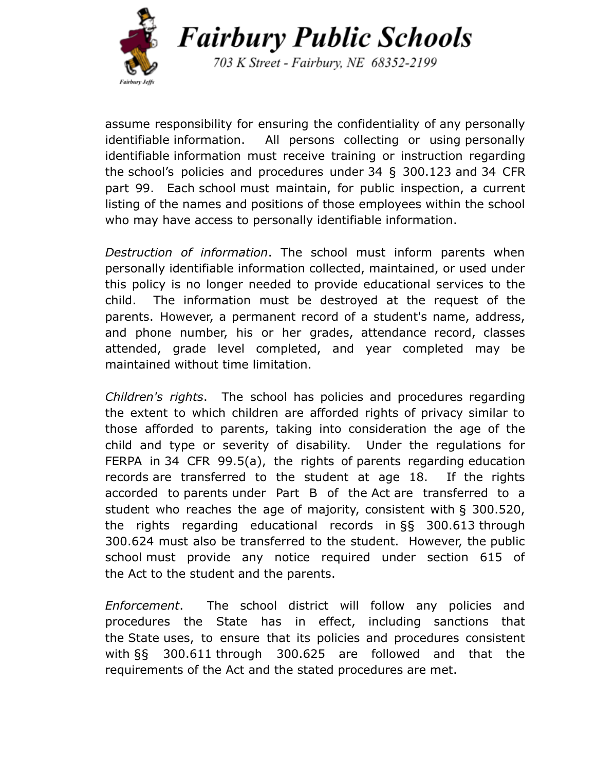assume responsibility for ensuring the confidentiality of any personally identifiable information. All persons collecting or using personally identifiable information must receive training or instruction regarding the school's policies and procedures under 34 § 300.123 and 34 CFR part 99. Each school must maintain, for public inspection, a current listing of the names and positions of those employees within the school who may have access to personally identifiable information.

*Destruction of information*. The school must inform parents when personally identifiable information collected, maintained, or used under this policy is no longer needed to provide educational services to the child. The information must be destroyed at the request of the parents. However, a permanent record of a student's name, address, and phone number, his or her grades, attendance record, classes attended, grade level completed, and year completed may be maintained without time limitation.

*Children's rights*. The school has policies and procedures regarding the extent to which children are afforded rights of privacy similar to those afforded to parents, taking into consideration the age of the child and type or severity of disability. Under the regulations for FERPA in 34 CFR 99.5(a), the rights of parents regarding education records are transferred to the student at age 18. If the rights accorded to parents under Part B of the Act are transferred to a student who reaches the age of majority, consistent with § 300.520, the rights regarding educational records in §§ 300.613 through 300.624 must also be transferred to the student. However, the public school must provide any notice required under section 615 of the Act to the student and the parents.

*Enforcement*. The school district will follow any policies and procedures the State has in effect, including sanctions that the State uses, to ensure that its policies and procedures consistent with §§ 300.611 through 300.625 are followed and that the requirements of the Act and the stated procedures are met.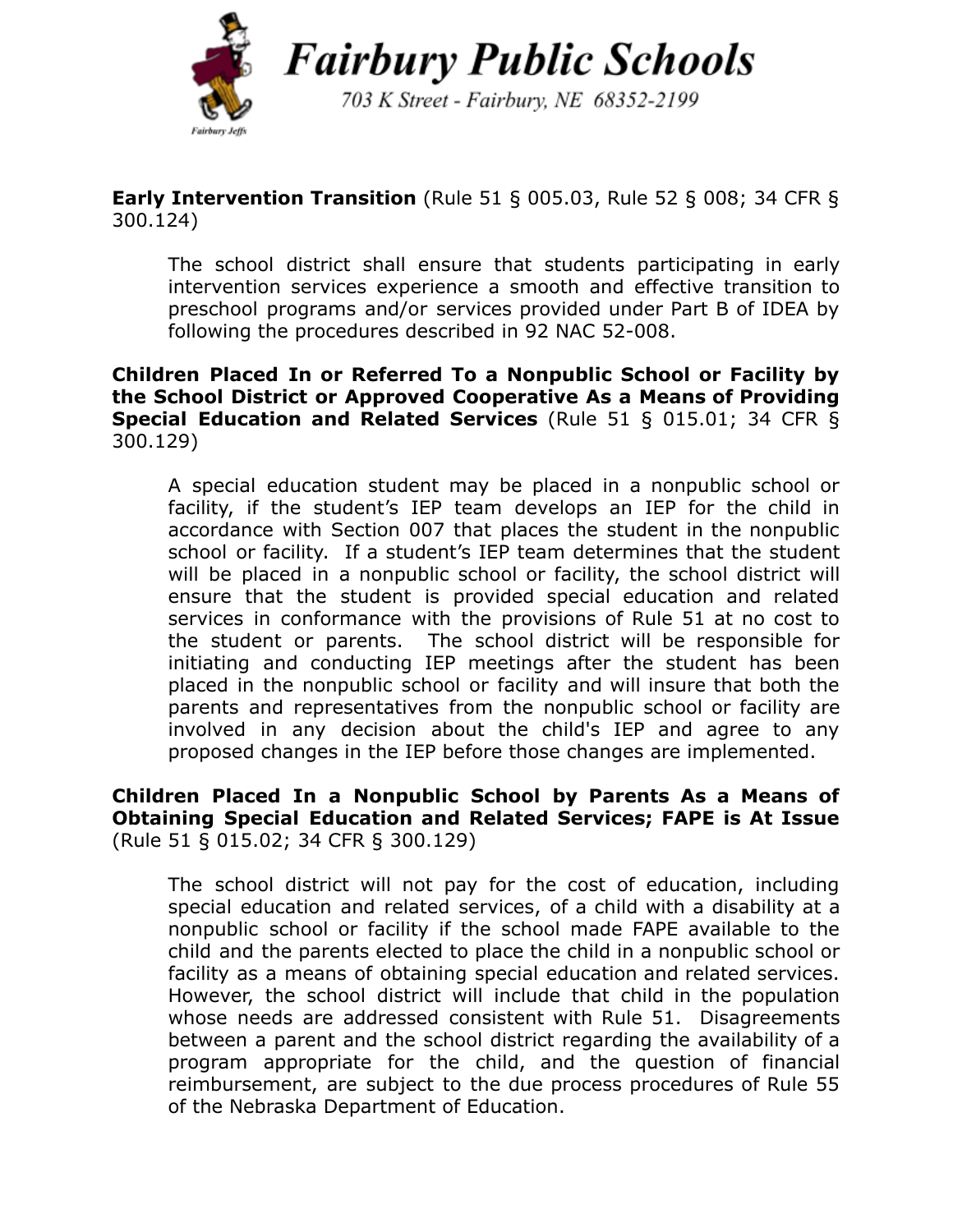**Early Intervention Transition** (Rule 51 § 005.03, Rule 52 § 008; 34 CFR § 300.124)

The school district shall ensure that students participating in early intervention services experience a smooth and effective transition to preschool programs and/or services provided under Part B of IDEA by following the procedures described in 92 NAC 52-008.

**Children Placed In or Referred To a Nonpublic School or Facility by the School District or Approved Cooperative As a Means of Providing Special Education and Related Services** (Rule 51 § 015.01; 34 CFR § 300.129)

A special education student may be placed in a nonpublic school or facility, if the student's IEP team develops an IEP for the child in accordance with Section 007 that places the student in the nonpublic school or facility. If a student's IEP team determines that the student will be placed in a nonpublic school or facility, the school district will ensure that the student is provided special education and related services in conformance with the provisions of Rule 51 at no cost to the student or parents. The school district will be responsible for initiating and conducting IEP meetings after the student has been placed in the nonpublic school or facility and will insure that both the parents and representatives from the nonpublic school or facility are involved in any decision about the child's IEP and agree to any proposed changes in the IEP before those changes are implemented.

**Children Placed In a Nonpublic School by Parents As a Means of Obtaining Special Education and Related Services; FAPE is At Issue** (Rule 51 § 015.02; 34 CFR § 300.129)

The school district will not pay for the cost of education, including special education and related services, of a child with a disability at a nonpublic school or facility if the school made FAPE available to the child and the parents elected to place the child in a nonpublic school or facility as a means of obtaining special education and related services. However, the school district will include that child in the population whose needs are addressed consistent with Rule 51. Disagreements between a parent and the school district regarding the availability of a program appropriate for the child, and the question of financial reimbursement, are subject to the due process procedures of Rule 55 of the Nebraska Department of Education.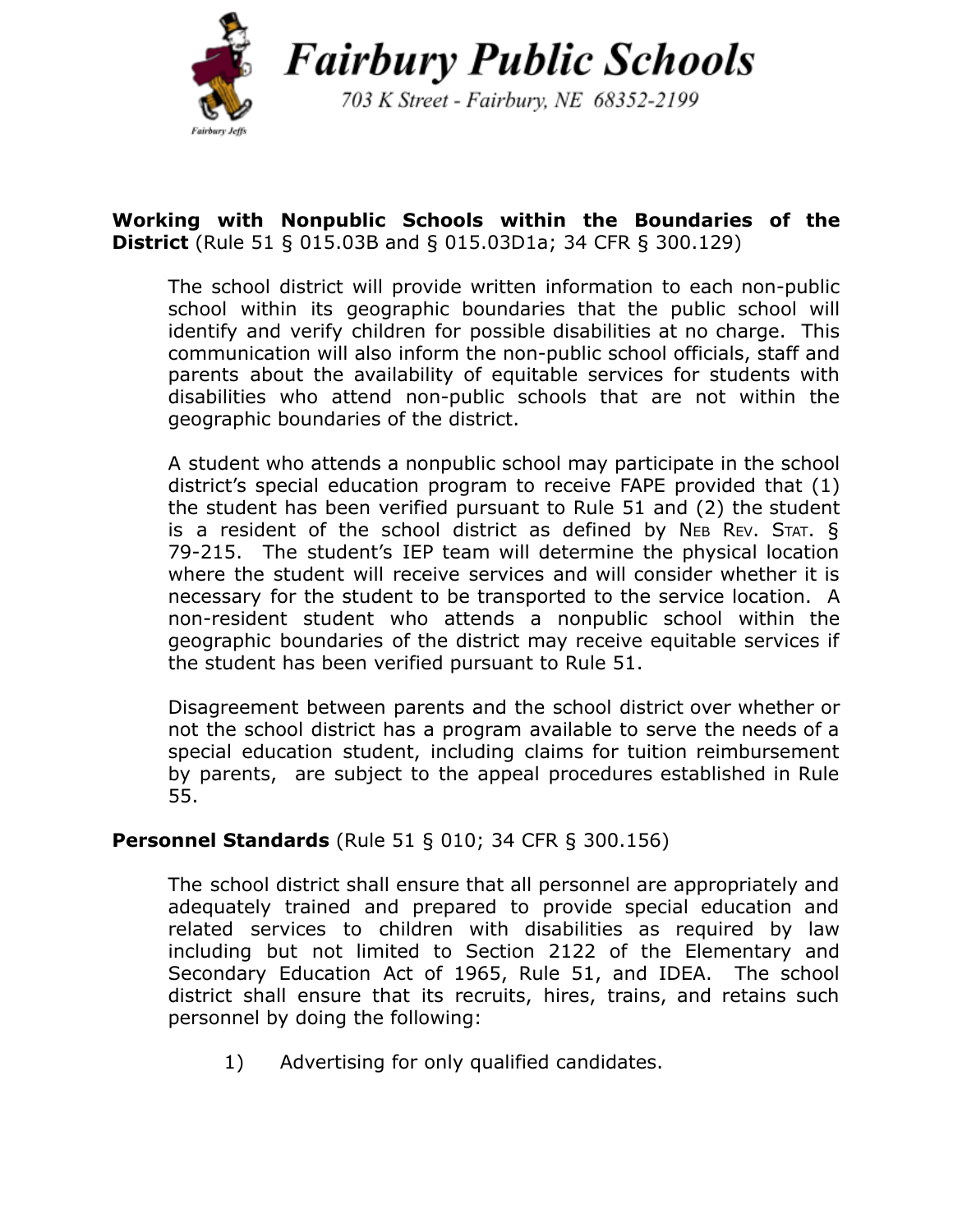**Working with Nonpublic Schools within the Boundaries of the District** (Rule 51 § 015.03B and § 015.03D1a; 34 CFR § 300.129)

The school district will provide written information to each non-public school within its geographic boundaries that the public school will identify and verify children for possible disabilities at no charge. This communication will also inform the non-public school officials, staff and parents about the availability of equitable services for students with disabilities who attend non-public schools that are not within the geographic boundaries of the district.

A student who attends a nonpublic school may participate in the school district's special education program to receive FAPE provided that (1) the student has been verified pursuant to Rule 51 and (2) the student is a resident of the school district as defined by NEB REV. STAT. § 79-215. The student's IEP team will determine the physical location where the student will receive services and will consider whether it is necessary for the student to be transported to the service location. A non-resident student who attends a nonpublic school within the geographic boundaries of the district may receive equitable services if the student has been verified pursuant to Rule 51.

Disagreement between parents and the school district over whether or not the school district has a program available to serve the needs of a special education student, including claims for tuition reimbursement by parents, are subject to the appeal procedures established in Rule 55.

**Personnel Standards** (Rule 51 § 010; 34 CFR § 300.156)

The school district shall ensure that all personnel are appropriately and adequately trained and prepared to provide special education and related services to children with disabilities as required by law including but not limited to Section 2122 of the Elementary and Secondary Education Act of 1965, Rule 51, and IDEA. The school district shall ensure that its recruits, hires, trains, and retains such personnel by doing the following:

1) Advertising for only qualified candidates.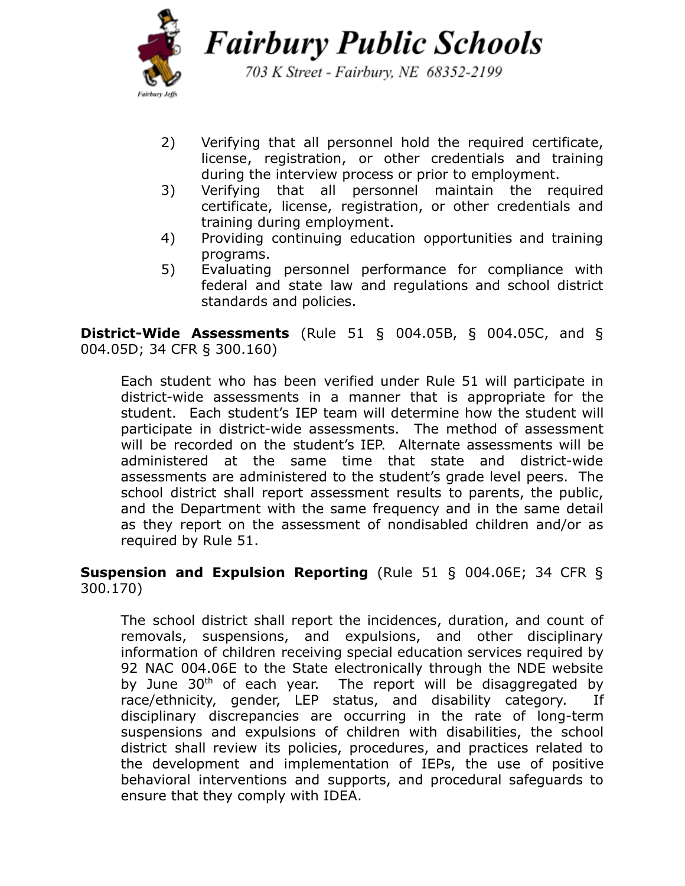2) Verifying that all personnel hold the required certificate, license, registration, or other credentials and training during the interview process or prior to employment.
3) Verifying that all personnel maintain the required certificate, license, registration, or other credentials and training during employment.
4) Providing continuing education opportunities and training programs.
5) Evaluating personnel performance for compliance with federal and state law and regulations and school district standards and policies.

**District-Wide Assessments** (Rule 51 § 004.05B, § 004.05C, and § 004.05D; 34 CFR § 300.160)

Each student who has been verified under Rule 51 will participate in district-wide assessments in a manner that is appropriate for the student. Each student's IEP team will determine how the student will participate in district-wide assessments. The method of assessment will be recorded on the student's IEP. Alternate assessments will be administered at the same time that state and district-wide assessments are administered to the student's grade level peers. The school district shall report assessment results to parents, the public, and the Department with the same frequency and in the same detail as they report on the assessment of nondisabled children and/or as required by Rule 51.

**Suspension and Expulsion Reporting** (Rule 51 § 004.06E; 34 CFR § 300.170)

The school district shall report the incidences, duration, and count of removals, suspensions, and expulsions, and other disciplinary information of children receiving special education services required by 92 NAC 004.06E to the State electronically through the NDE website by June 30th of each year. The report will be disaggregated by race/ethnicity, gender, LEP status, and disability category. If disciplinary discrepancies are occurring in the rate of long-term suspensions and expulsions of children with disabilities, the school district shall review its policies, procedures, and practices related to the development and implementation of IEPs, the use of positive behavioral interventions and supports, and procedural safeguards to ensure that they comply with IDEA.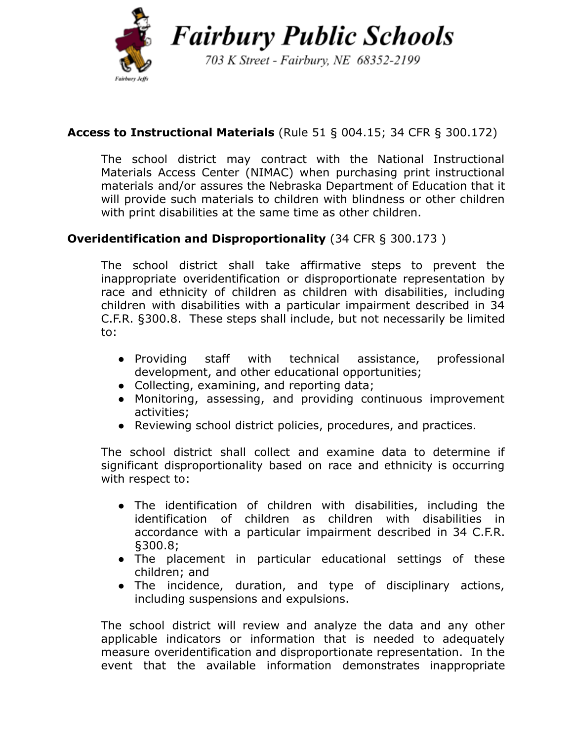**Access to Instructional Materials** (Rule 51 § 004.15; 34 CFR § 300.172)

The school district may contract with the National Instructional Materials Access Center (NIMAC) when purchasing print instructional materials and/or assures the Nebraska Department of Education that it will provide such materials to children with blindness or other children with print disabilities at the same time as other children.

**Overidentification and Disproportionality** (34 CFR § 300.173 )

The school district shall take affirmative steps to prevent the inappropriate overidentification or disproportionate representation by race and ethnicity of children as children with disabilities, including children with disabilities with a particular impairment described in 34 C.F.R. §300.8. These steps shall include, but not necessarily be limited to:

- Providing staff with technical assistance, professional development, and other educational opportunities;
- Collecting, examining, and reporting data;
- Monitoring, assessing, and providing continuous improvement activities;
- Reviewing school district policies, procedures, and practices.

The school district shall collect and examine data to determine if significant disproportionality based on race and ethnicity is occurring with respect to:

- The identification of children with disabilities, including the identification of children as children with disabilities in accordance with a particular impairment described in 34 C.F.R. §300.8;
- The placement in particular educational settings of these children; and
- The incidence, duration, and type of disciplinary actions, including suspensions and expulsions.

The school district will review and analyze the data and any other applicable indicators or information that is needed to adequately measure overidentification and disproportionate representation. In the event that the available information demonstrates inappropriate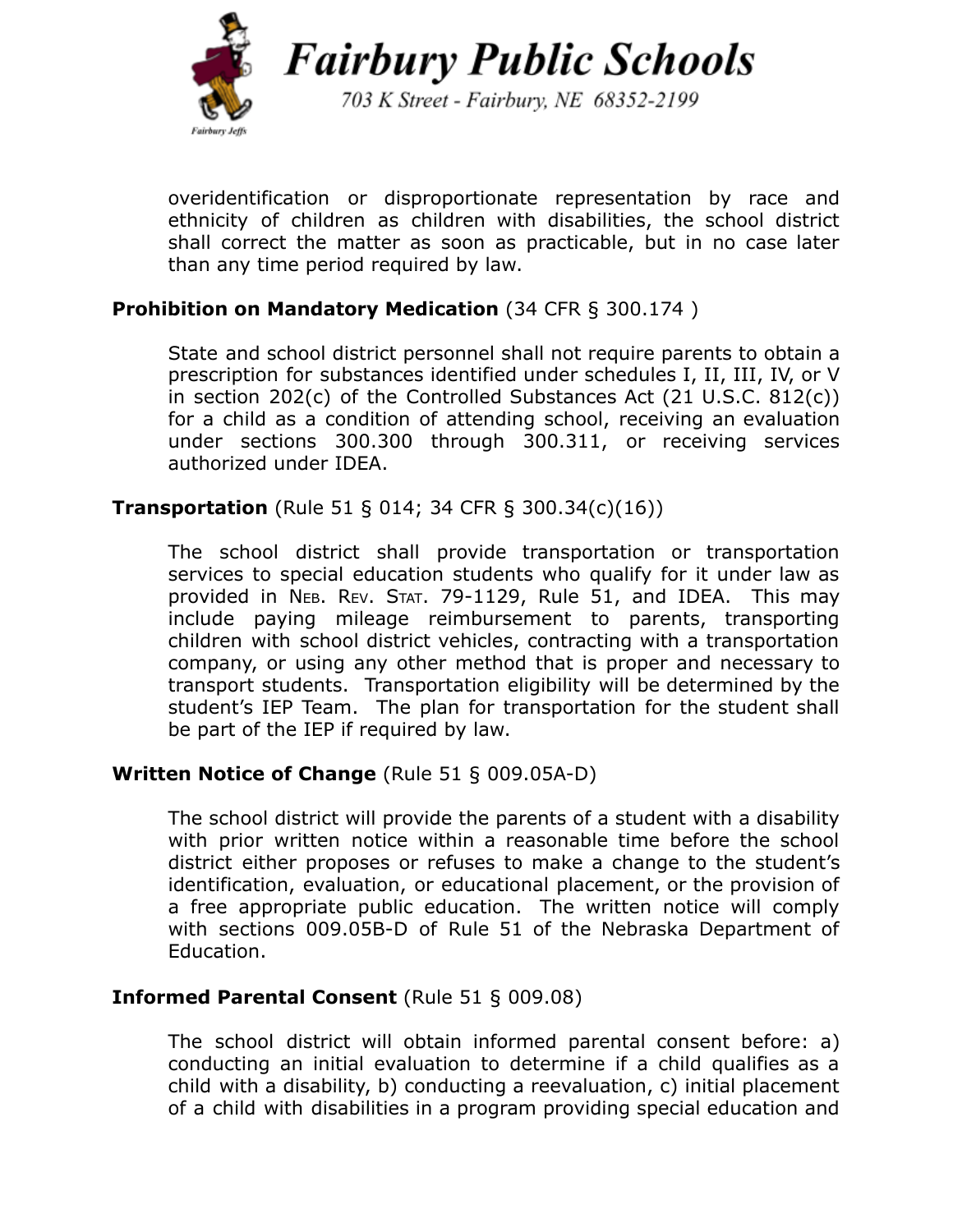overidentification or disproportionate representation by race and ethnicity of children as children with disabilities, the school district shall correct the matter as soon as practicable, but in no case later than any time period required by law.

**Prohibition on Mandatory Medication** (34 CFR § 300.174 )

State and school district personnel shall not require parents to obtain a prescription for substances identified under schedules I, II, III, IV, or V in section 202(c) of the Controlled Substances Act (21 U.S.C. 812(c)) for a child as a condition of attending school, receiving an evaluation under sections 300.300 through 300.311, or receiving services authorized under IDEA.

**Transportation** (Rule 51 § 014; 34 CFR § 300.34(c)(16))

The school district shall provide transportation or transportation services to special education students who qualify for it under law as provided in Neb. Rev. Stat. 79-1129, Rule 51, and IDEA. This may include paying mileage reimbursement to parents, transporting children with school district vehicles, contracting with a transportation company, or using any other method that is proper and necessary to transport students. Transportation eligibility will be determined by the student's IEP Team. The plan for transportation for the student shall be part of the IEP if required by law.

**Written Notice of Change** (Rule 51 § 009.05A-D)

The school district will provide the parents of a student with a disability with prior written notice within a reasonable time before the school district either proposes or refuses to make a change to the student's identification, evaluation, or educational placement, or the provision of a free appropriate public education. The written notice will comply with sections 009.05B-D of Rule 51 of the Nebraska Department of Education.

**Informed Parental Consent** (Rule 51 § 009.08)

The school district will obtain informed parental consent before: a) conducting an initial evaluation to determine if a child qualifies as a child with a disability, b) conducting a reevaluation, c) initial placement of a child with disabilities in a program providing special education and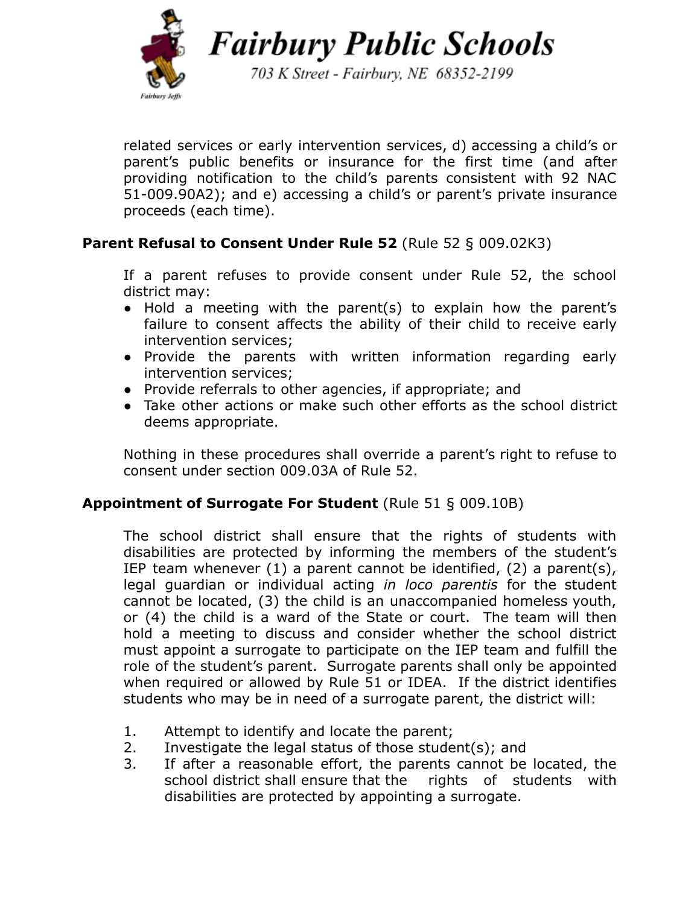related services or early intervention services, d) accessing a child's or parent's public benefits or insurance for the first time (and after providing notification to the child's parents consistent with 92 NAC 51-009.90A2); and e) accessing a child's or parent's private insurance proceeds (each time).

**Parent Refusal to Consent Under Rule 52** (Rule 52 § 009.02K3)

If a parent refuses to provide consent under Rule 52, the school district may:

- Hold a meeting with the parent(s) to explain how the parent's failure to consent affects the ability of their child to receive early intervention services;
- Provide the parents with written information regarding early intervention services;
- Provide referrals to other agencies, if appropriate; and
- Take other actions or make such other efforts as the school district deems appropriate.

Nothing in these procedures shall override a parent's right to refuse to consent under section 009.03A of Rule 52.

**Appointment of Surrogate For Student** (Rule 51 § 009.10B)

The school district shall ensure that the rights of students with disabilities are protected by informing the members of the student's IEP team whenever (1) a parent cannot be identified, (2) a parent(s), legal guardian or individual acting *in loco parentis* for the student cannot be located, (3) the child is an unaccompanied homeless youth, or (4) the child is a ward of the State or court. The team will then hold a meeting to discuss and consider whether the school district must appoint a surrogate to participate on the IEP team and fulfill the role of the student's parent. Surrogate parents shall only be appointed when required or allowed by Rule 51 or IDEA. If the district identifies students who may be in need of a surrogate parent, the district will:

1. Attempt to identify and locate the parent;
2. Investigate the legal status of those student(s); and
3. If after a reasonable effort, the parents cannot be located, the school district shall ensure that the rights of students with disabilities are protected by appointing a surrogate.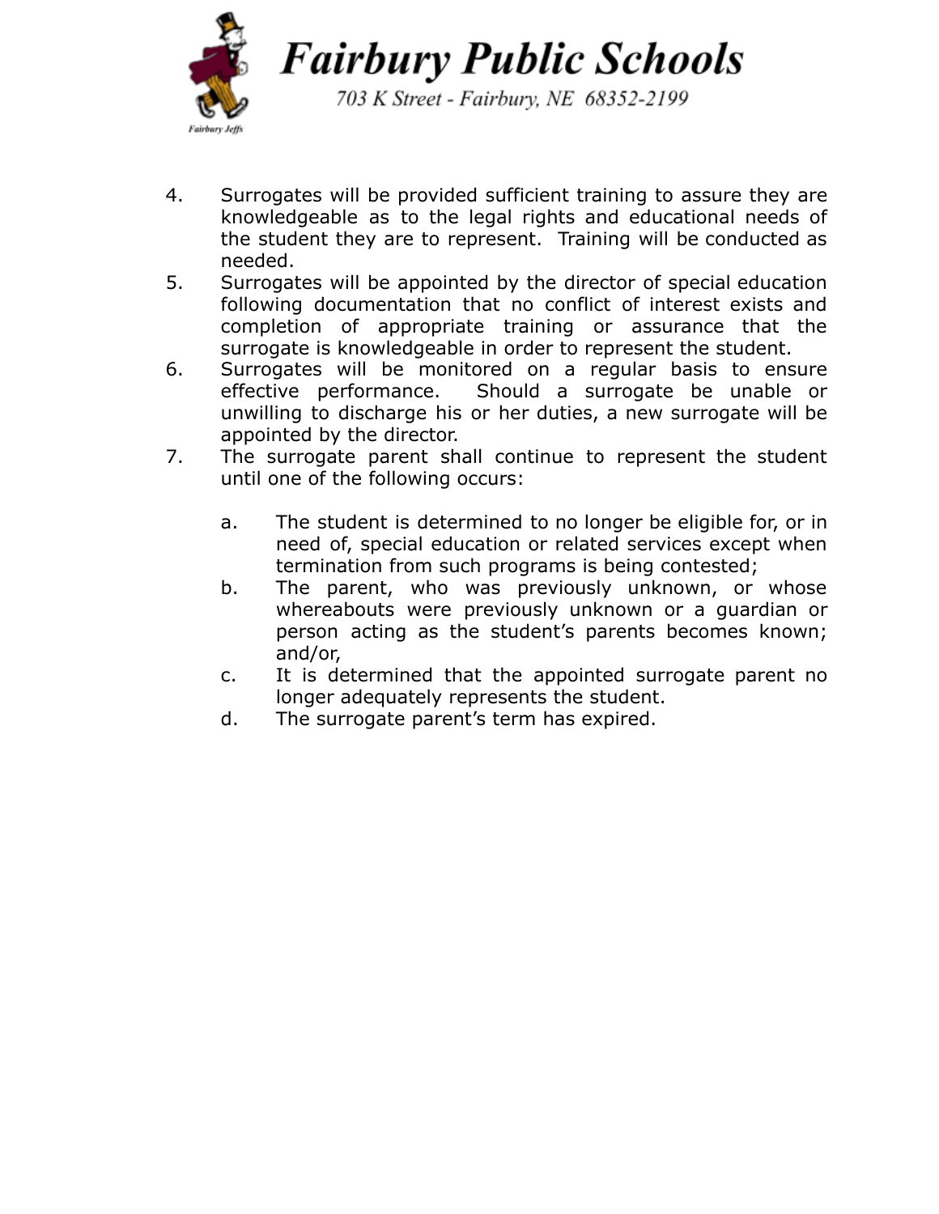4. Surrogates will be provided sufficient training to assure they are knowledgeable as to the legal rights and educational needs of the student they are to represent. Training will be conducted as needed.
5. Surrogates will be appointed by the director of special education following documentation that no conflict of interest exists and completion of appropriate training or assurance that the surrogate is knowledgeable in order to represent the student.
6. Surrogates will be monitored on a regular basis to ensure effective performance. Should a surrogate be unable or unwilling to discharge his or her duties, a new surrogate will be appointed by the director.
7. The surrogate parent shall continue to represent the student until one of the following occurs:

   a. The student is determined to no longer be eligible for, or in need of, special education or related services except when termination from such programs is being contested;
   b. The parent, who was previously unknown, or whose whereabouts were previously unknown or a guardian or person acting as the student's parents becomes known; and/or,
   c. It is determined that the appointed surrogate parent no longer adequately represents the student.
   d. The surrogate parent's term has expired.